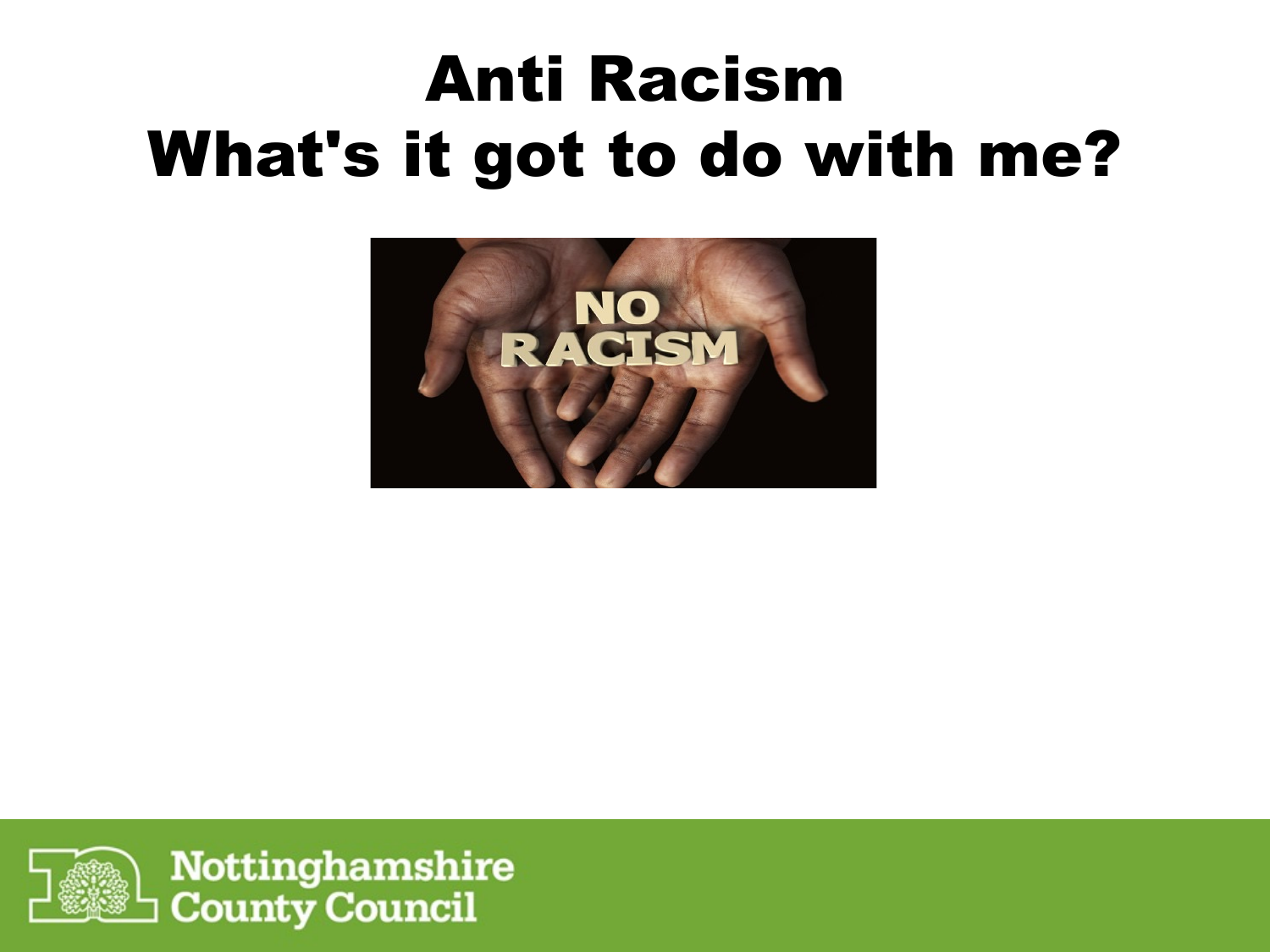# Anti Racism
# What's it got to do with me?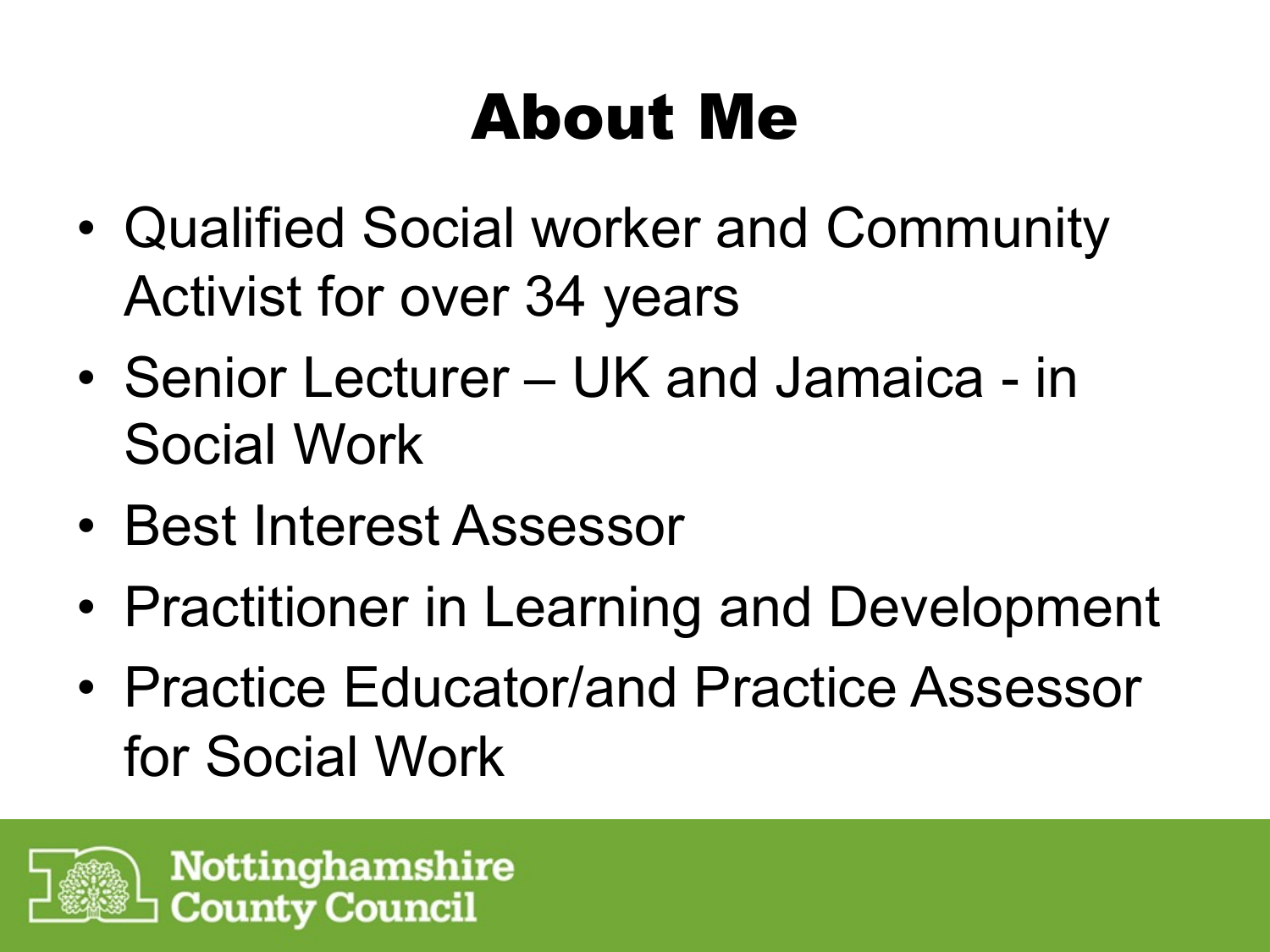# About Me

- Qualified Social worker and Community Activist for over 34 years
- Senior Lecturer – UK and Jamaica - in Social Work
- Best Interest Assessor
- Practitioner in Learning and Development
- Practice Educator/and Practice Assessor for Social Work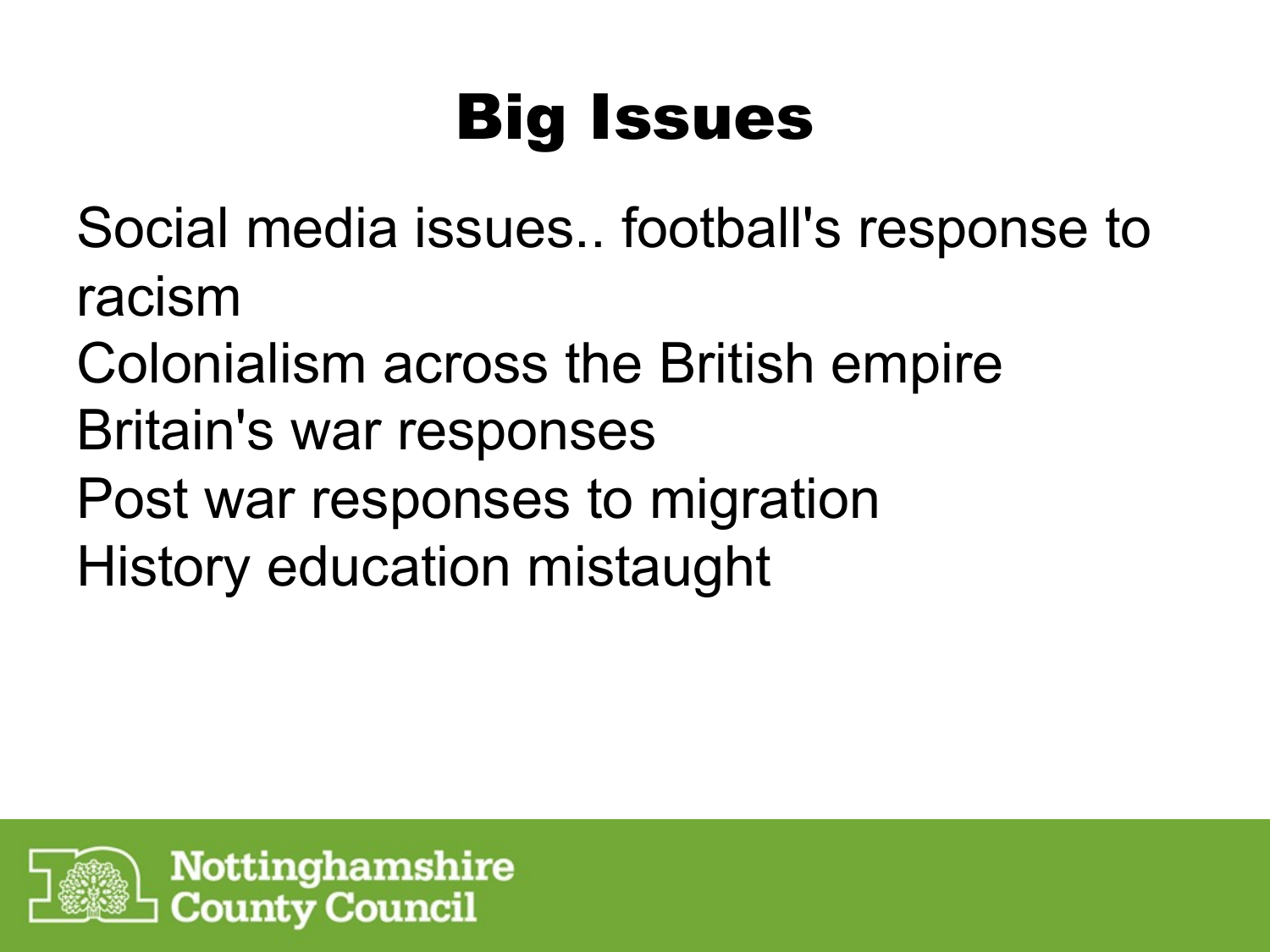# Big Issues

Social media issues.. football's response to racism
Colonialism across the British empire
Britain's war responses
Post war responses to migration
History education mistaught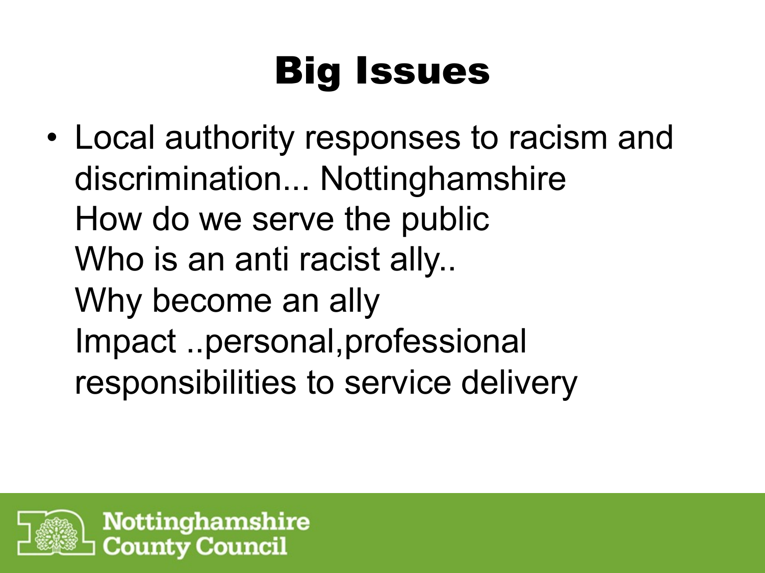# Big Issues

- Local authority responses to racism and discrimination... Nottinghamshire
  How do we serve the public
  Who is an anti racist ally..
  Why become an ally
  Impact ..personal,professional
  responsibilities to service delivery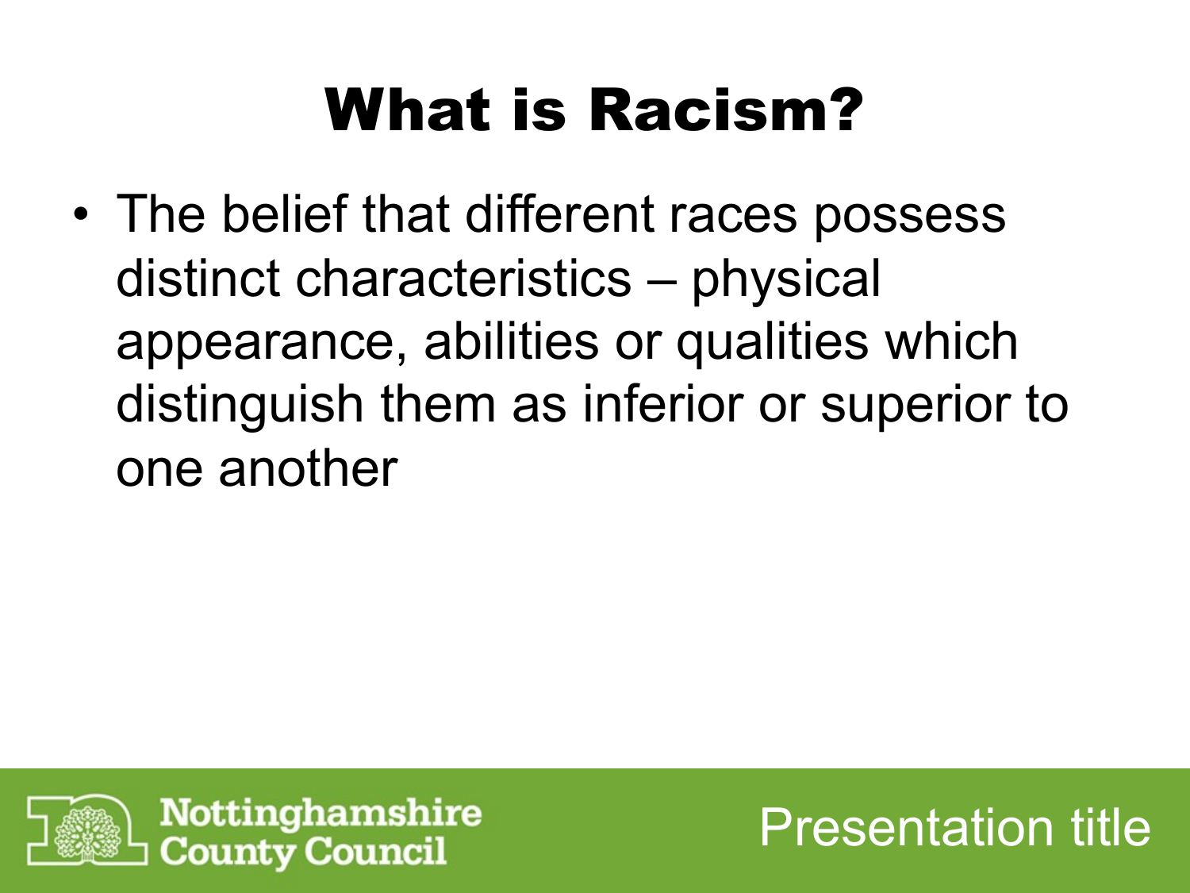# What is Racism?

- The belief that different races possess distinct characteristics – physical appearance, abilities or qualities which distinguish them as inferior or superior to one another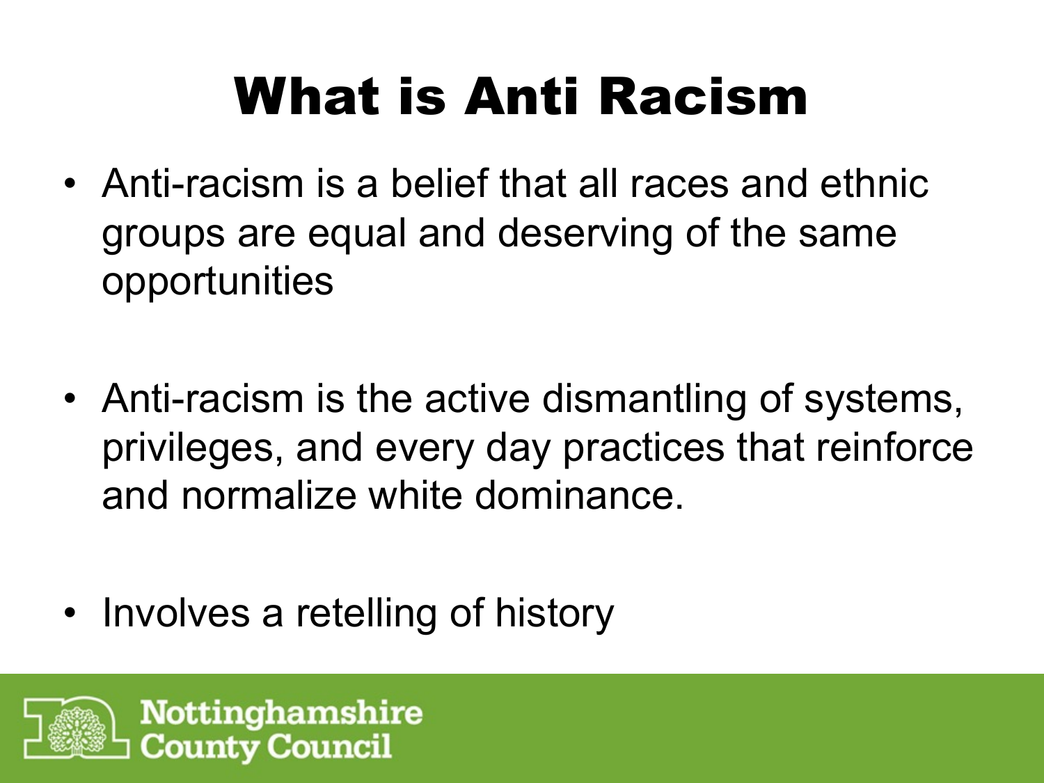# What is Anti Racism

- Anti-racism is a belief that all races and ethnic groups are equal and deserving of the same opportunities

- Anti-racism is the active dismantling of systems, privileges, and every day practices that reinforce and normalize white dominance.

- Involves a retelling of history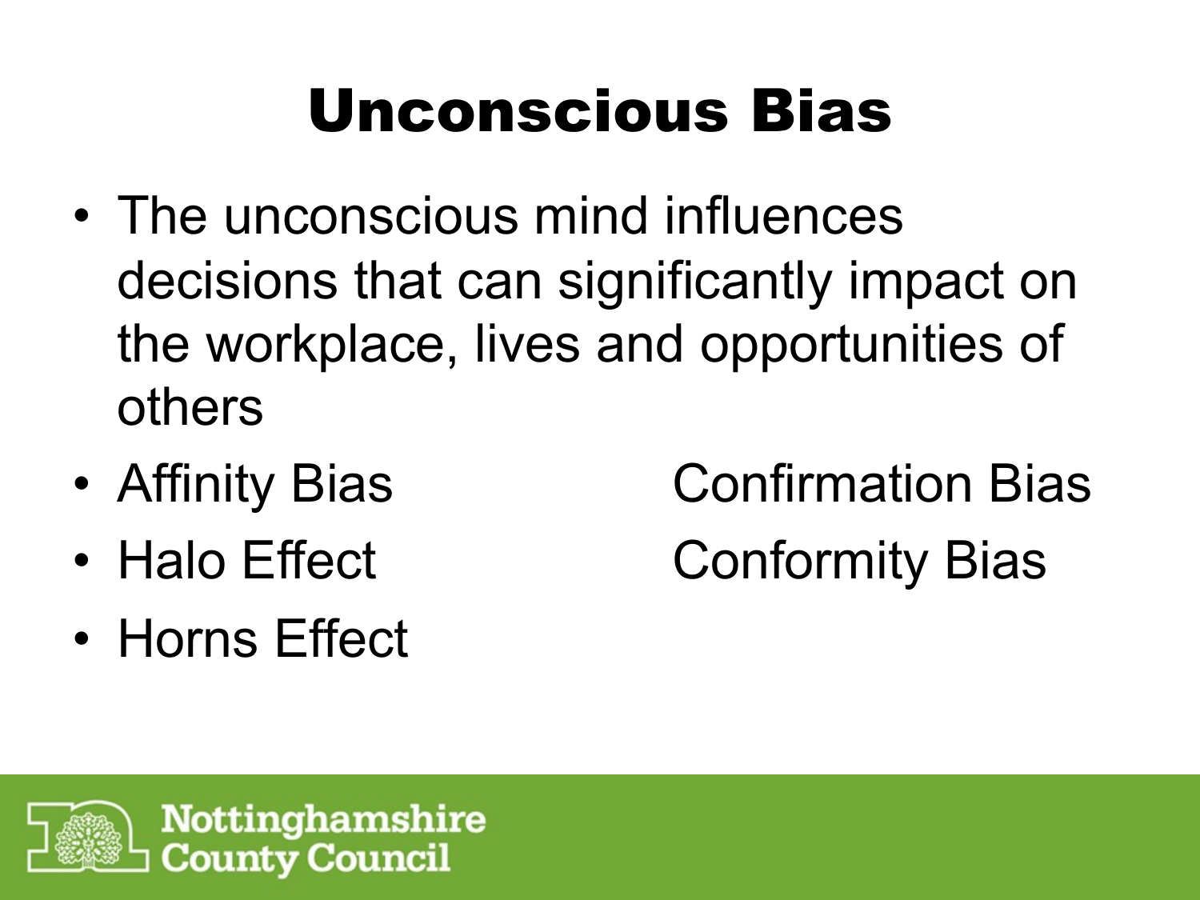# Unconscious Bias

- The unconscious mind influences decisions that can significantly impact on the workplace, lives and opportunities of others
- Affinity Bias
- Halo Effect
- Horns Effect
- Confirmation Bias
- Conformity Bias

Nottinghamshire County Council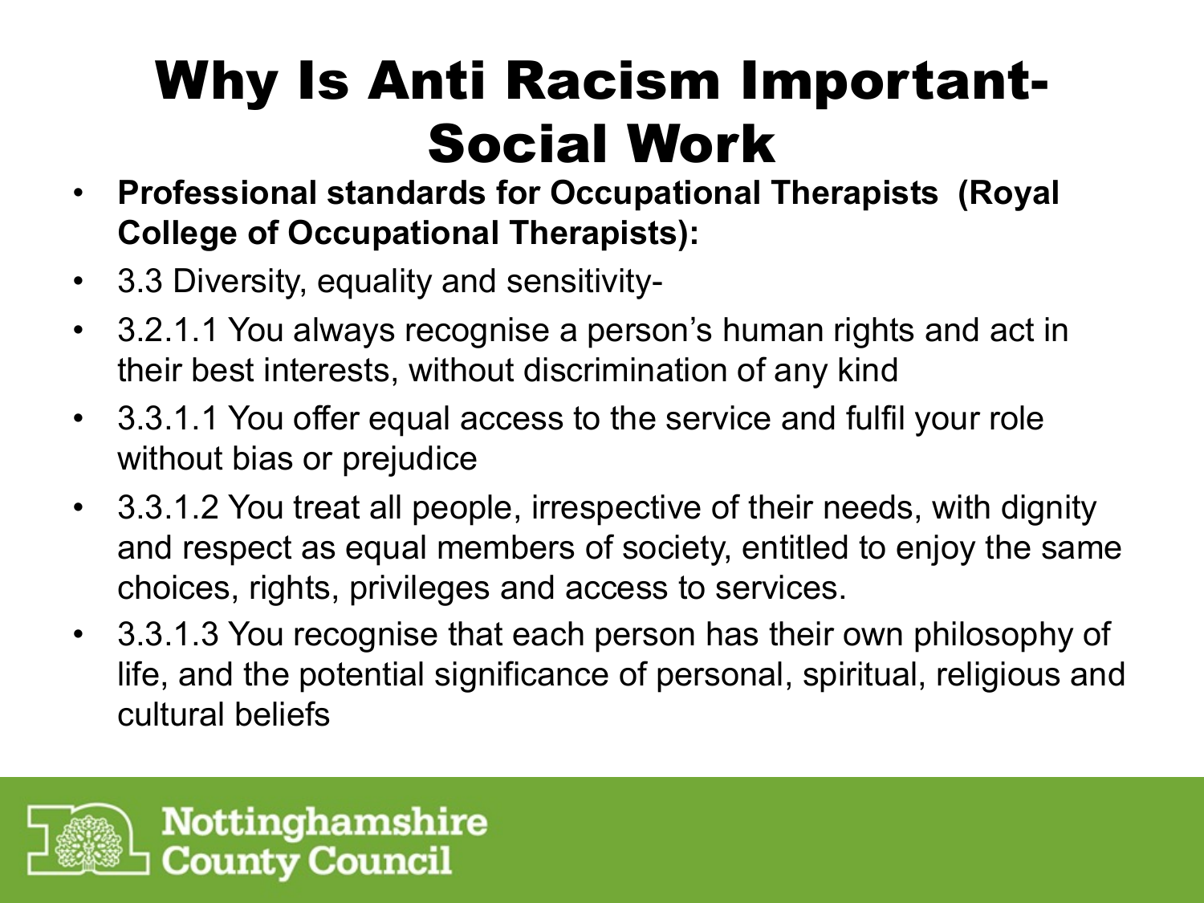# Why Is Anti Racism Important-Social Work

- **Professional standards for Occupational Therapists (Royal College of Occupational Therapists):**
- 3.3 Diversity, equality and sensitivity-
- 3.2.1.1 You always recognise a person's human rights and act in their best interests, without discrimination of any kind
- 3.3.1.1 You offer equal access to the service and fulfil your role without bias or prejudice
- 3.3.1.2 You treat all people, irrespective of their needs, with dignity and respect as equal members of society, entitled to enjoy the same choices, rights, privileges and access to services.
- 3.3.1.3 You recognise that each person has their own philosophy of life, and the potential significance of personal, spiritual, religious and cultural beliefs

Nottinghamshire County Council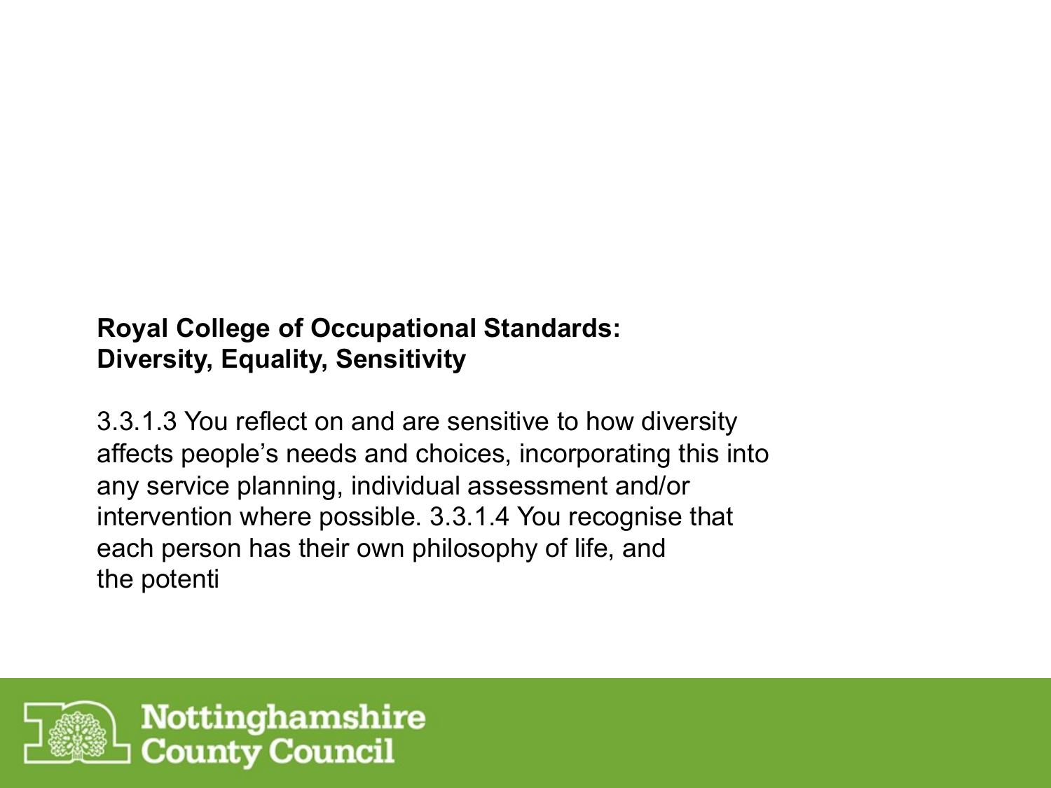**Royal College of Occupational Standards:**
**Diversity, Equality, Sensitivity**

3.3.1.3 You reflect on and are sensitive to how diversity affects people's needs and choices, incorporating this into any service planning, individual assessment and/or intervention where possible. 3.3.1.4 You recognise that each person has their own philosophy of life, and the potenti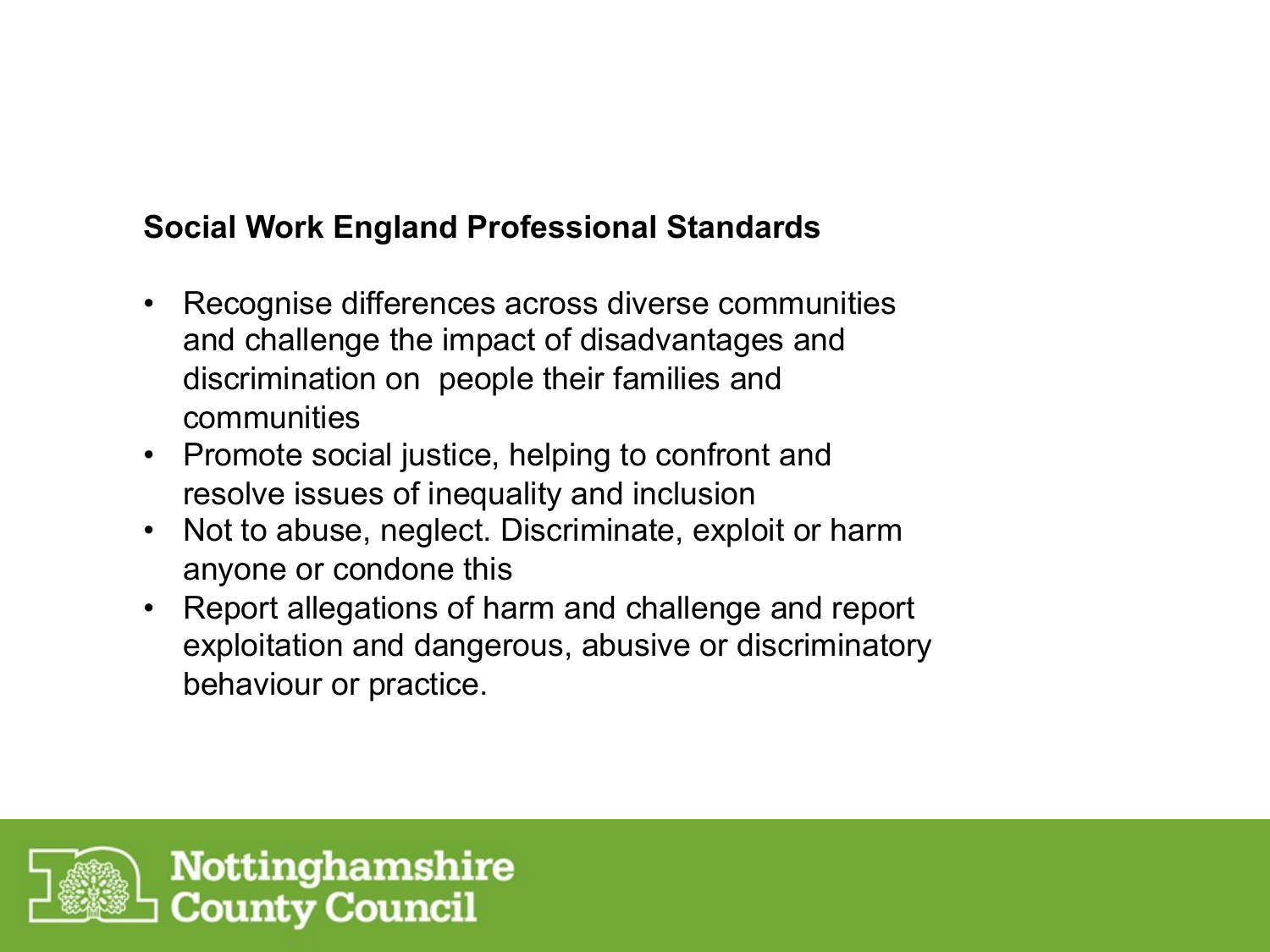**Social Work England Professional Standards**

- Recognise differences across diverse communities and challenge the impact of disadvantages and discrimination on people their families and communities
- Promote social justice, helping to confront and resolve issues of inequality and inclusion
- Not to abuse, neglect. Discriminate, exploit or harm anyone or condone this
- Report allegations of harm and challenge and report exploitation and dangerous, abusive or discriminatory behaviour or practice.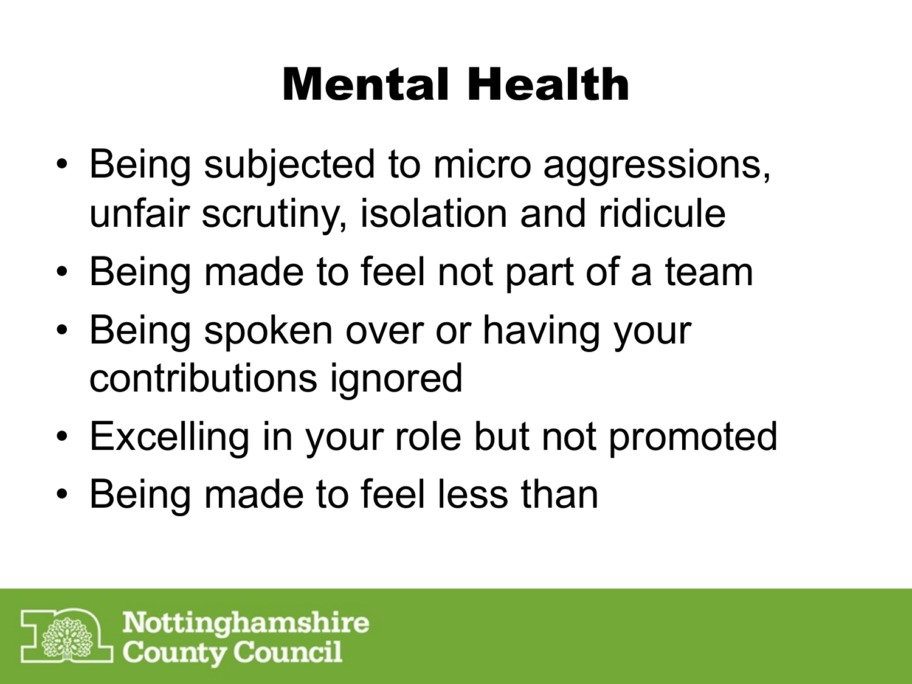# Mental Health

- Being subjected to micro aggressions, unfair scrutiny, isolation and ridicule
- Being made to feel not part of a team
- Being spoken over or having your contributions ignored
- Excelling in your role but not promoted
- Being made to feel less than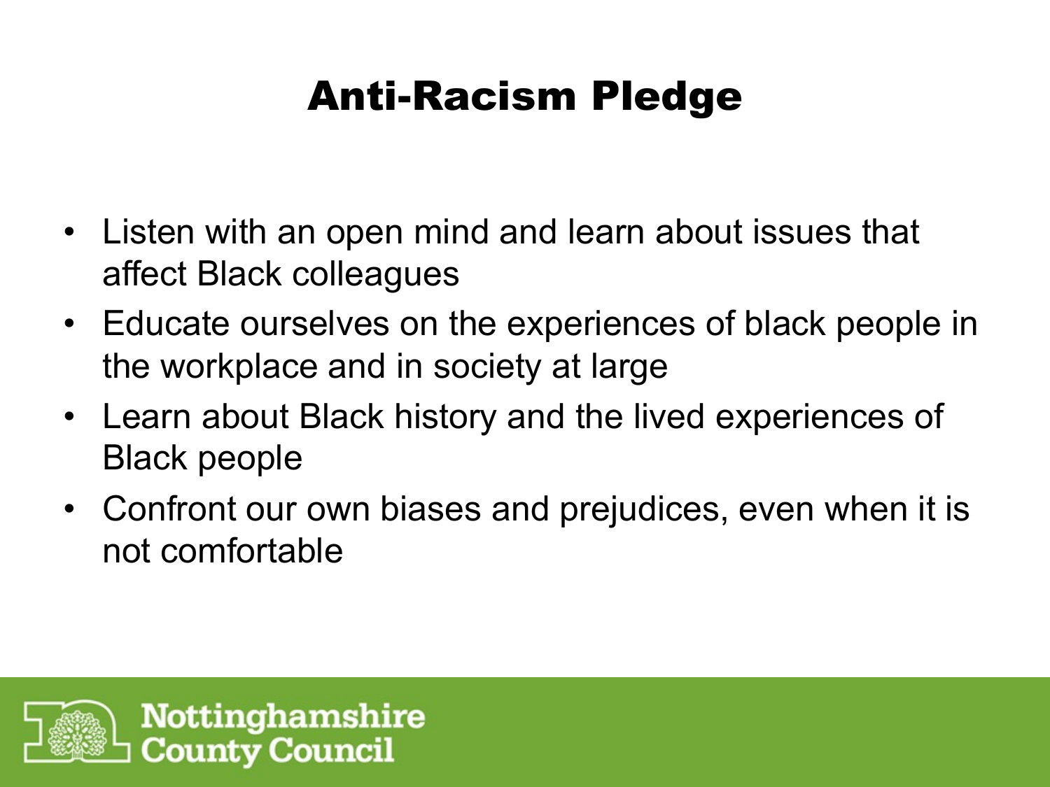# Anti-Racism Pledge

- Listen with an open mind and learn about issues that affect Black colleagues
- Educate ourselves on the experiences of black people in the workplace and in society at large
- Learn about Black history and the lived experiences of Black people
- Confront our own biases and prejudices, even when it is not comfortable

Nottinghamshire County Council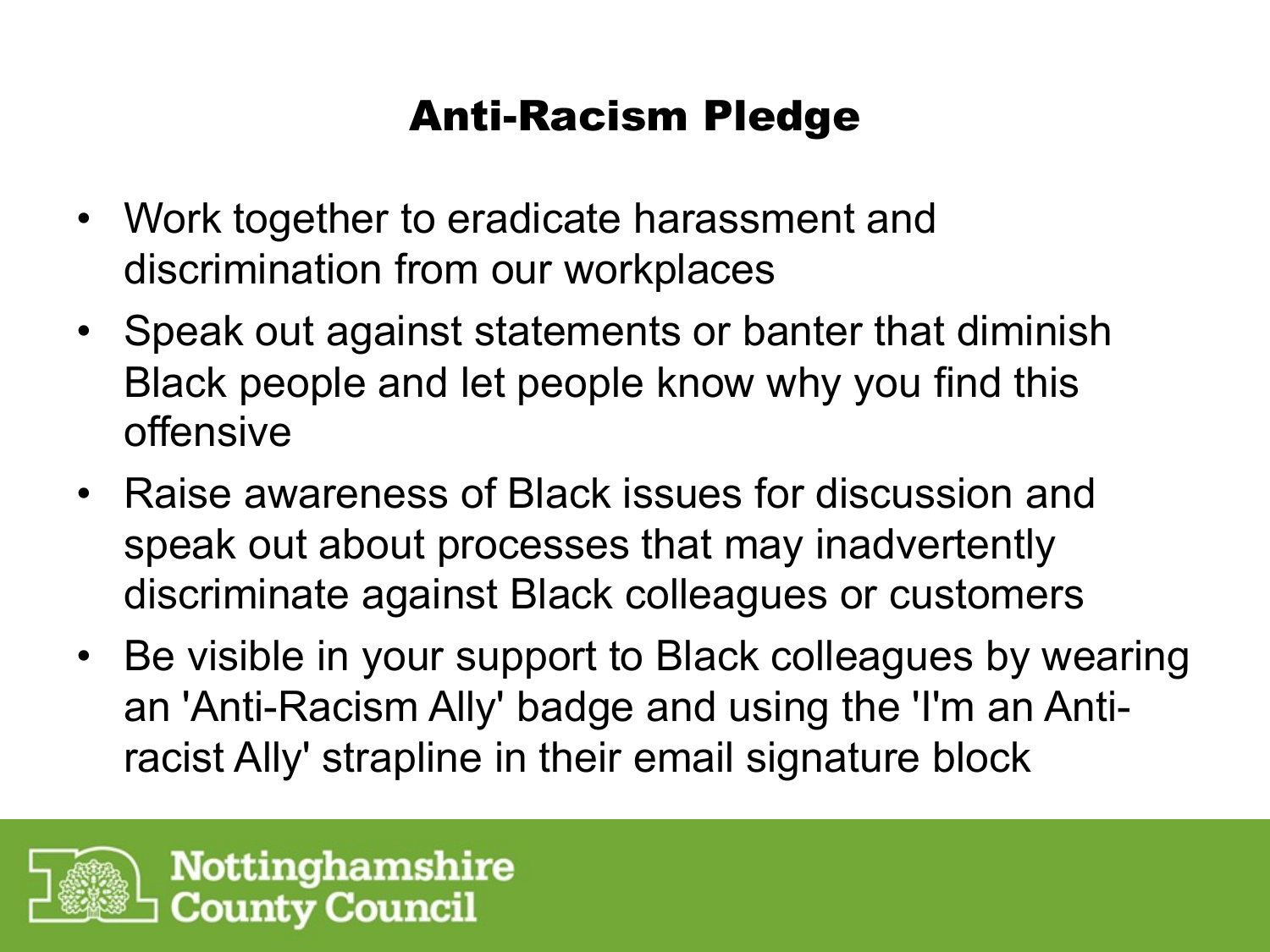# Anti-Racism Pledge

- Work together to eradicate harassment and discrimination from our workplaces
- Speak out against statements or banter that diminish Black people and let people know why you find this offensive
- Raise awareness of Black issues for discussion and speak out about processes that may inadvertently discriminate against Black colleagues or customers
- Be visible in your support to Black colleagues by wearing an 'Anti-Racism Ally' badge and using the 'I'm an Anti-racist Ally' strapline in their email signature block

Nottinghamshire County Council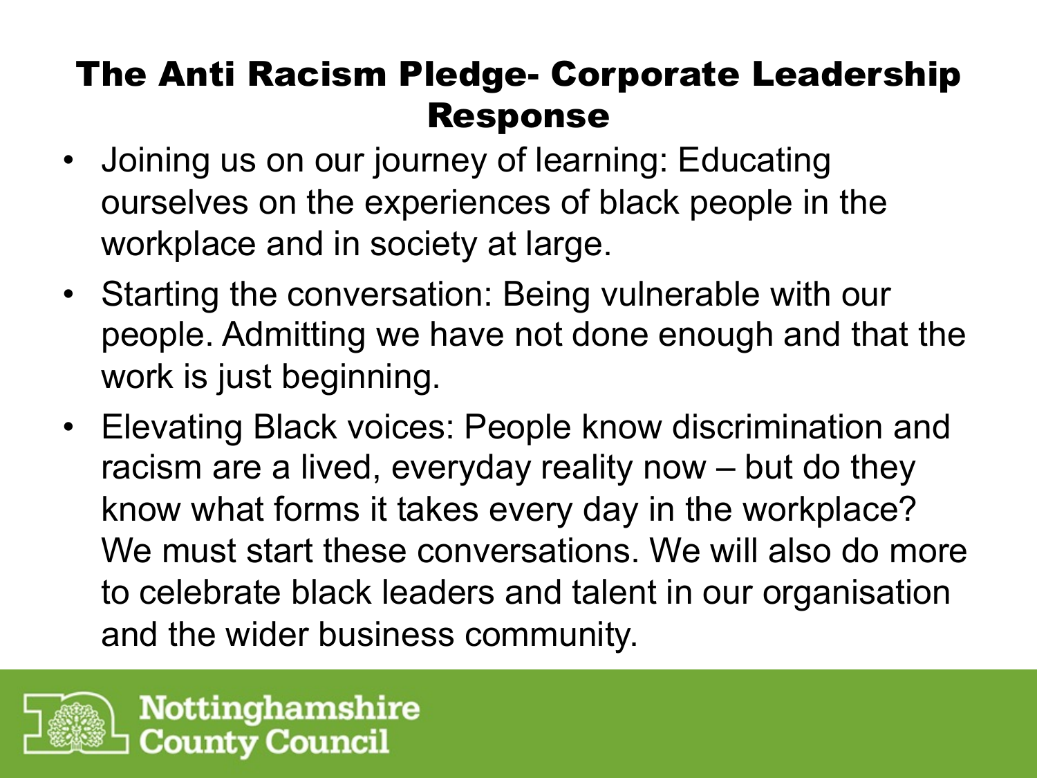# The Anti Racism Pledge- Corporate Leadership Response

- Joining us on our journey of learning: Educating ourselves on the experiences of black people in the workplace and in society at large.
- Starting the conversation: Being vulnerable with our people. Admitting we have not done enough and that the work is just beginning.
- Elevating Black voices: People know discrimination and racism are a lived, everyday reality now – but do they know what forms it takes every day in the workplace? We must start these conversations. We will also do more to celebrate black leaders and talent in our organisation and the wider business community.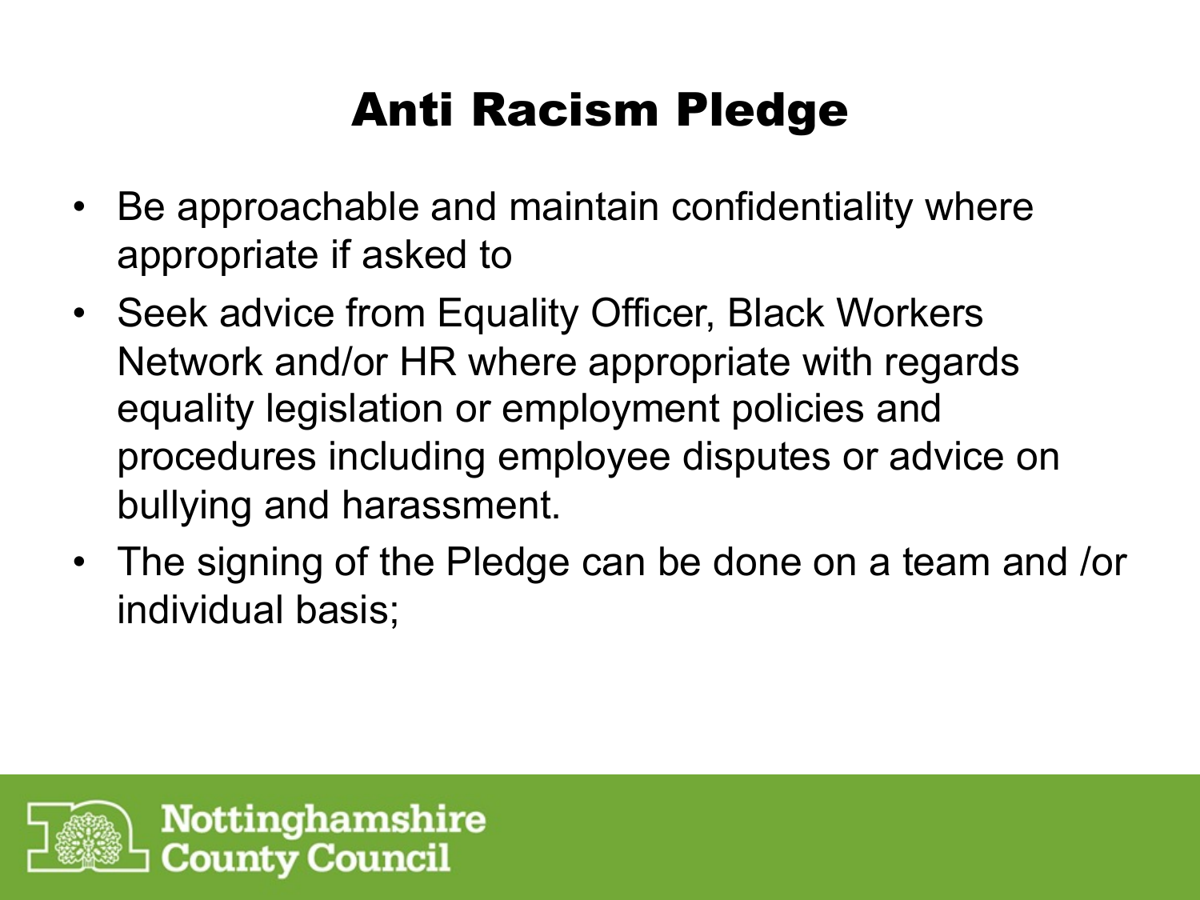# Anti Racism Pledge

- Be approachable and maintain confidentiality where appropriate if asked to
- Seek advice from Equality Officer, Black Workers Network and/or HR where appropriate with regards equality legislation or employment policies and procedures including employee disputes or advice on bullying and harassment.
- The signing of the Pledge can be done on a team and /or individual basis;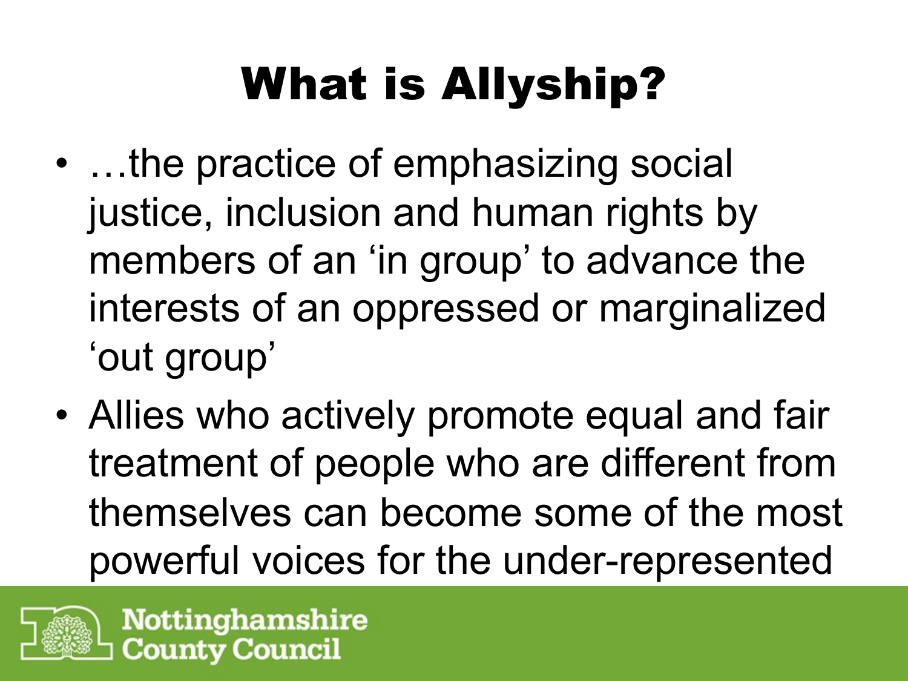# What is Allyship?

- …the practice of emphasizing social justice, inclusion and human rights by members of an ‘in group’ to advance the interests of an oppressed or marginalized ‘out group’
- Allies who actively promote equal and fair treatment of people who are different from themselves can become some of the most powerful voices for the under-represented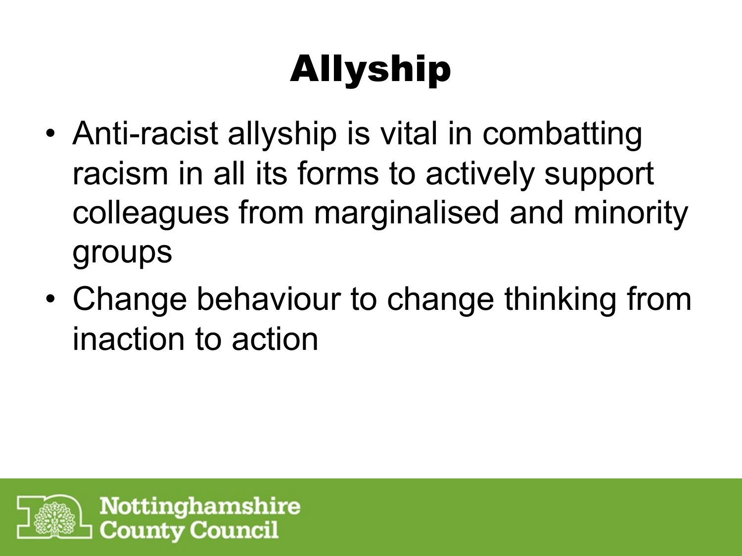# Allyship

- Anti-racist allyship is vital in combatting racism in all its forms to actively support colleagues from marginalised and minority groups
- Change behaviour to change thinking from inaction to action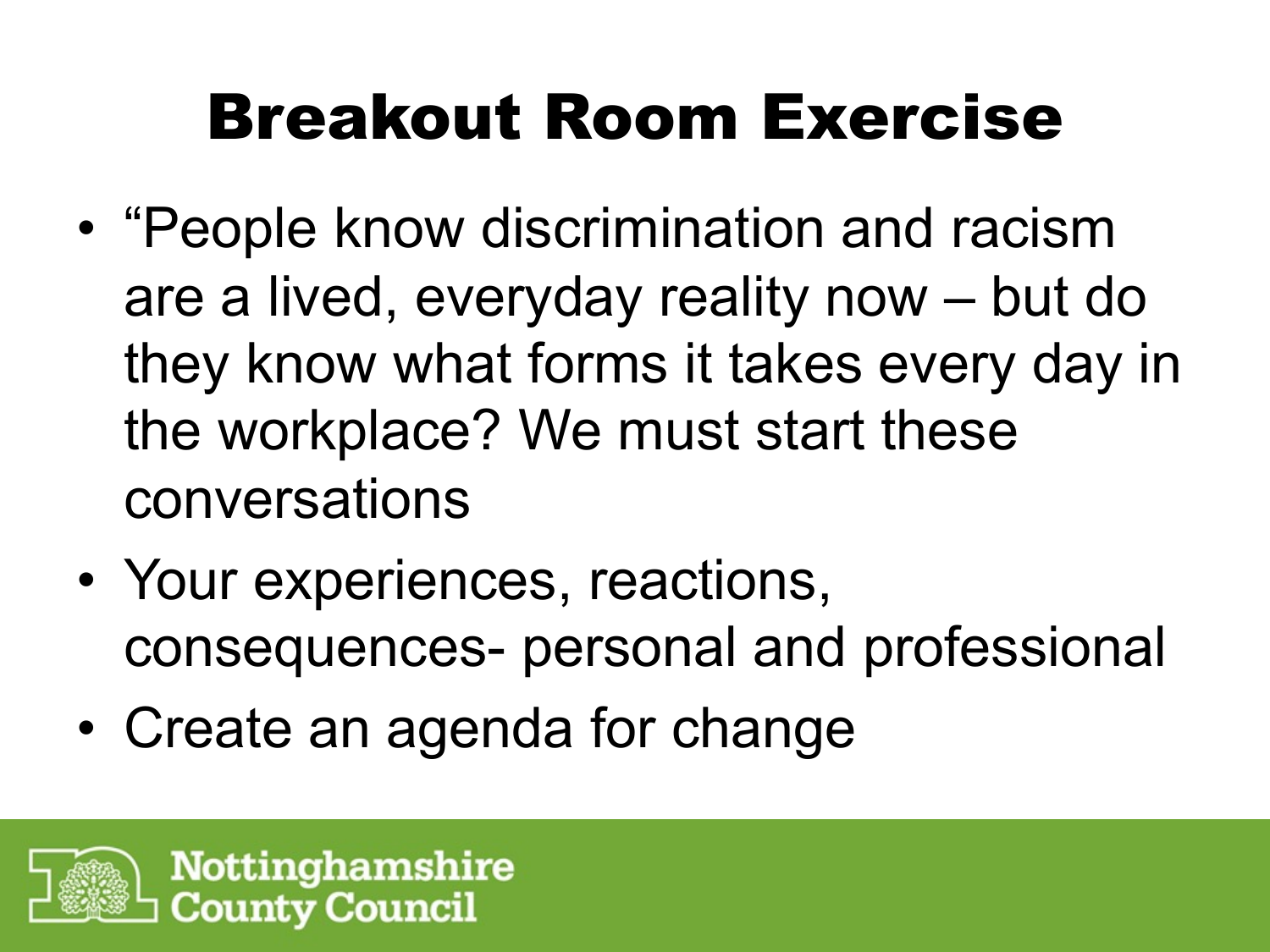# Breakout Room Exercise

- "People know discrimination and racism are a lived, everyday reality now – but do they know what forms it takes every day in the workplace? We must start these conversations
- Your experiences, reactions, consequences- personal and professional
- Create an agenda for change